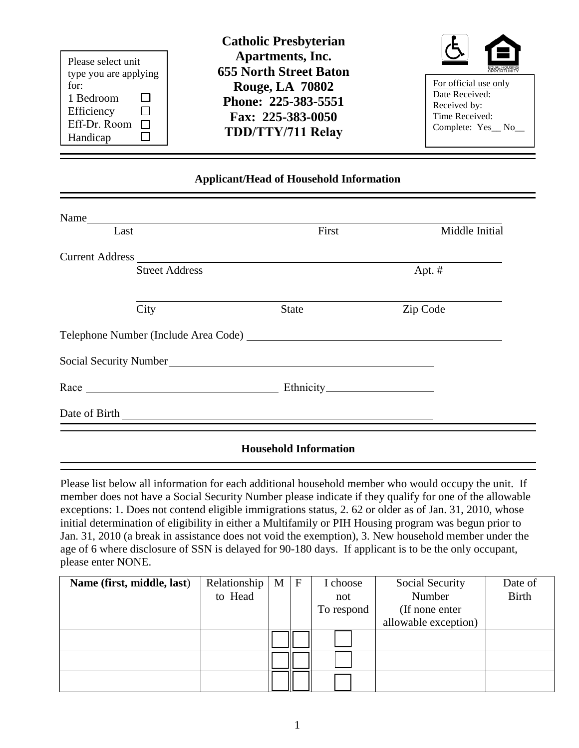Please select unit type you are applying for:

- 1 Bedroom ☐
- Efficiency ☐
- Eff-Dr. Room ☐
- Handicap ☐

**Catholic Presbyterian Apartments, Inc.**
**655 North Street Baton Rouge, LA 70802**
**Phone: 225-383-5551**
**Fax: 225-383-0050**
**TDD/TTY/711 Relay**

For official use only
Date Received:
Received by:
Time Received:
Complete: Yes__ No__

## Applicant/Head of Household Information

Name ______________________________________________
Last First Middle Initial

Current Address ______________________________________________
Street Address Apt. #

______________________________________________
City State Zip Code

Telephone Number (Include Area Code) ______________________________________________

Social Security Number ______________________________________________

Race ______________________ Ethnicity ______________________

Date of Birth ______________________________________________

## Household Information

Please list below all information for each additional household member who would occupy the unit. If member does not have a Social Security Number please indicate if they qualify for one of the allowable exceptions: 1. Does not contend eligible immigrations status, 2. 62 or older as of Jan. 31, 2010, whose initial determination of eligibility in either a Multifamily or PIH Housing program was begun prior to Jan. 31, 2010 (a break in assistance does not void the exemption), 3. New household member under the age of 6 where disclosure of SSN is delayed for 90-180 days. If applicant is to be the only occupant, please enter NONE.

| Name (first, middle, last) | Relationship to Head | M | F | I choose not To respond | Social Security Number (If none enter allowable exception) | Date of Birth |
|---|---|---|---|---|---|---|
| | | ☐ | ☐ | ☐ | | |
| | | ☐ | ☐ | ☐ | | |
| | | ☐ | ☐ | ☐ | | |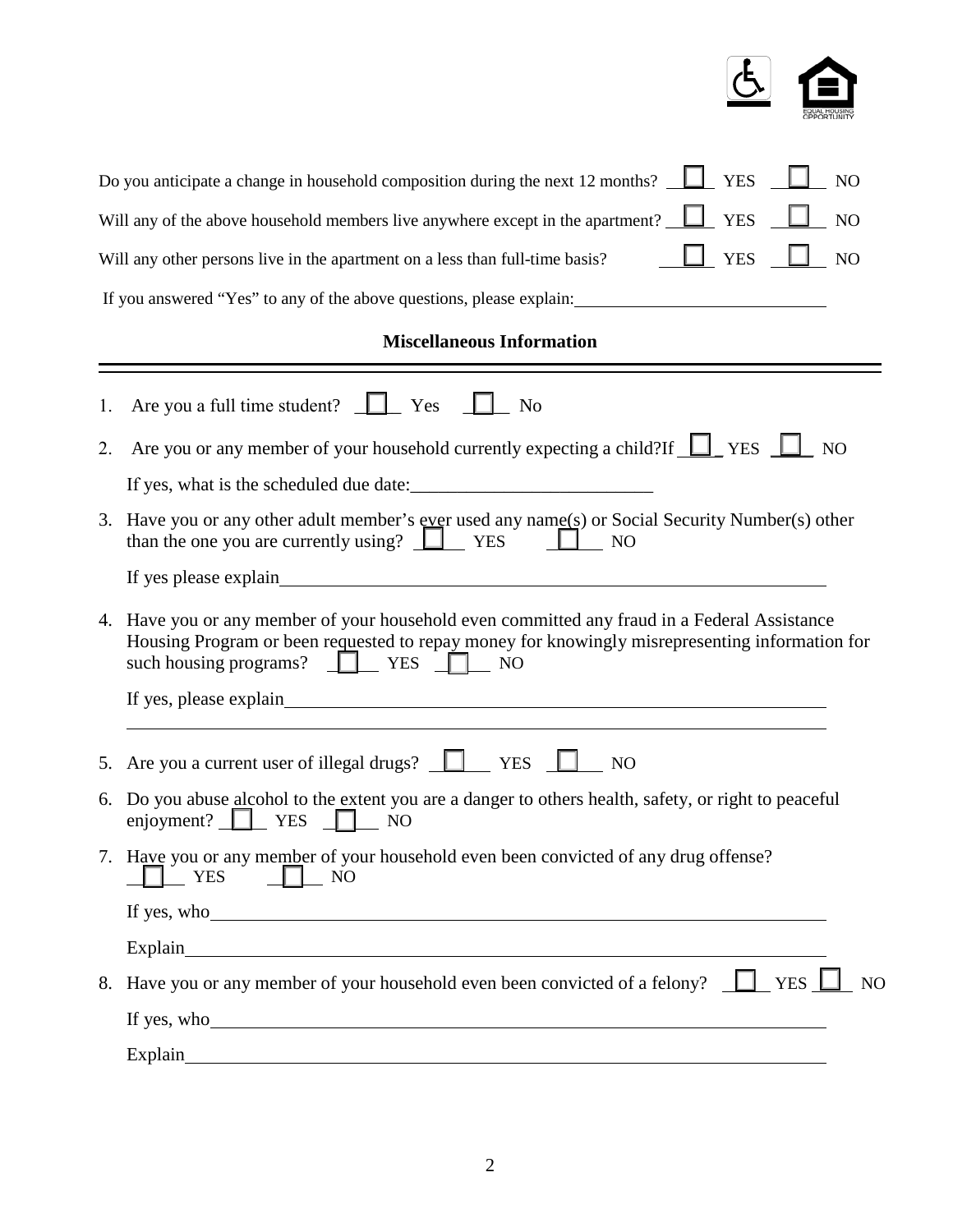Do you anticipate a change in household composition during the next 12 months? ☐ YES ☐ NO

Will any of the above household members live anywhere except in the apartment? ☐ YES ☐ NO

Will any other persons live in the apartment on a less than full-time basis? ☐ YES ☐ NO

If you answered "Yes" to any of the above questions, please explain: ____________________

## Miscellaneous Information

1. Are you a full time student? ☐ Yes ☐ No
2. Are you or any member of your household currently expecting a child?If ☐ YES ☐ NO

   If yes, what is the scheduled due date: ____________________
3. Have you or any other adult member's ever used any name(s) or Social Security Number(s) other than the one you are currently using? ☐ YES ☐ NO

   If yes please explain ____________________
4. Have you or any member of your household even committed any fraud in a Federal Assistance Housing Program or been requested to repay money for knowingly misrepresenting information for such housing programs? ☐ YES ☐ NO

   If yes, please explain ____________________

   ____________________
5. Are you a current user of illegal drugs? ☐ YES ☐ NO
6. Do you abuse alcohol to the extent you are a danger to others health, safety, or right to peaceful enjoyment? ☐ YES ☐ NO
7. Have you or any member of your household even been convicted of any drug offense? ☐ YES ☐ NO

   If yes, who ____________________

   Explain ____________________
8. Have you or any member of your household even been convicted of a felony? ☐ YES ☐ NO

   If yes, who ____________________

   Explain ____________________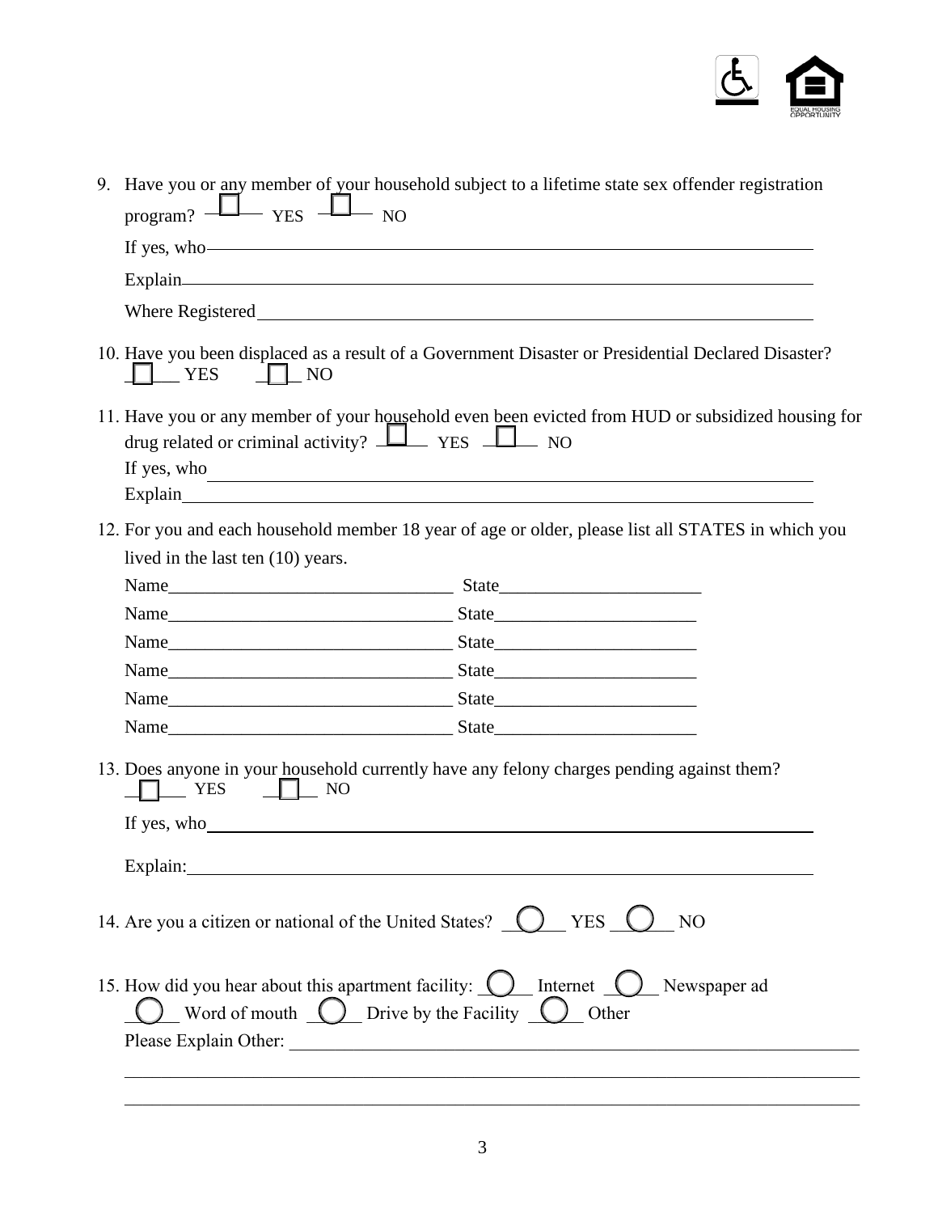9. Have you or any member of your household subject to a lifetime state sex offender registration program? ☐ YES ☐ NO

   If yes, who\_\_\_\_\_\_\_\_\_\_\_\_\_\_\_\_\_\_\_\_\_\_\_\_\_\_\_\_\_\_\_\_\_\_\_\_\_\_\_\_\_\_\_\_\_\_\_\_\_\_\_\_\_\_\_\_

   Explain\_\_\_\_\_\_\_\_\_\_\_\_\_\_\_\_\_\_\_\_\_\_\_\_\_\_\_\_\_\_\_\_\_\_\_\_\_\_\_\_\_\_\_\_\_\_\_\_\_\_\_\_\_\_\_\_\_\_\_\_

   Where Registered\_\_\_\_\_\_\_\_\_\_\_\_\_\_\_\_\_\_\_\_\_\_\_\_\_\_\_\_\_\_\_\_\_\_\_\_\_\_\_\_\_\_\_\_\_\_\_\_\_\_\_\_

10. Have you been displaced as a result of a Government Disaster or Presidential Declared Disaster? ☐ YES ☐ NO

11. Have you or any member of your household even been evicted from HUD or subsidized housing for drug related or criminal activity? ☐ YES ☐ NO

    If yes, who\_\_\_\_\_\_\_\_\_\_\_\_\_\_\_\_\_\_\_\_\_\_\_\_\_\_\_\_\_\_\_\_\_\_\_\_\_\_\_\_\_\_\_\_\_\_\_\_\_\_\_\_\_\_\_\_

    Explain\_\_\_\_\_\_\_\_\_\_\_\_\_\_\_\_\_\_\_\_\_\_\_\_\_\_\_\_\_\_\_\_\_\_\_\_\_\_\_\_\_\_\_\_\_\_\_\_\_\_\_\_\_\_\_\_\_\_\_\_

12. For you and each household member 18 year of age or older, please list all STATES in which you lived in the last ten (10) years.

    Name\_\_\_\_\_\_\_\_\_\_\_\_\_\_\_\_\_\_\_\_\_\_\_\_\_\_\_\_\_\_\_ State\_\_\_\_\_\_\_\_\_\_\_\_\_\_\_\_\_\_\_\_\_\_

    Name\_\_\_\_\_\_\_\_\_\_\_\_\_\_\_\_\_\_\_\_\_\_\_\_\_\_\_\_\_\_\_ State\_\_\_\_\_\_\_\_\_\_\_\_\_\_\_\_\_\_\_\_\_\_

    Name\_\_\_\_\_\_\_\_\_\_\_\_\_\_\_\_\_\_\_\_\_\_\_\_\_\_\_\_\_\_\_ State\_\_\_\_\_\_\_\_\_\_\_\_\_\_\_\_\_\_\_\_\_\_

    Name\_\_\_\_\_\_\_\_\_\_\_\_\_\_\_\_\_\_\_\_\_\_\_\_\_\_\_\_\_\_\_ State\_\_\_\_\_\_\_\_\_\_\_\_\_\_\_\_\_\_\_\_\_\_

    Name\_\_\_\_\_\_\_\_\_\_\_\_\_\_\_\_\_\_\_\_\_\_\_\_\_\_\_\_\_\_\_ State\_\_\_\_\_\_\_\_\_\_\_\_\_\_\_\_\_\_\_\_\_\_

    Name\_\_\_\_\_\_\_\_\_\_\_\_\_\_\_\_\_\_\_\_\_\_\_\_\_\_\_\_\_\_\_ State\_\_\_\_\_\_\_\_\_\_\_\_\_\_\_\_\_\_\_\_\_\_

13. Does anyone in your household currently have any felony charges pending against them? ☐ YES ☐ NO

    If yes, who\_\_\_\_\_\_\_\_\_\_\_\_\_\_\_\_\_\_\_\_\_\_\_\_\_\_\_\_\_\_\_\_\_\_\_\_\_\_\_\_\_\_\_\_\_\_\_\_\_\_\_\_\_\_\_\_

    Explain:\_\_\_\_\_\_\_\_\_\_\_\_\_\_\_\_\_\_\_\_\_\_\_\_\_\_\_\_\_\_\_\_\_\_\_\_\_\_\_\_\_\_\_\_\_\_\_\_\_\_\_\_\_\_\_\_\_\_\_

14. Are you a citizen or national of the United States? ◯ YES ◯ NO

15. How did you hear about this apartment facility: ◯ Internet ◯ Newspaper ad ◯ Word of mouth ◯ Drive by the Facility ◯ Other

    Please Explain Other: \_\_\_\_\_\_\_\_\_\_\_\_\_\_\_\_\_\_\_\_\_\_\_\_\_\_\_\_\_\_\_\_\_\_\_\_\_\_\_\_\_\_\_\_\_\_\_\_\_\_\_\_\_\_

    \_\_\_\_\_\_\_\_\_\_\_\_\_\_\_\_\_\_\_\_\_\_\_\_\_\_\_\_\_\_\_\_\_\_\_\_\_\_\_\_\_\_\_\_\_\_\_\_\_\_\_\_\_\_\_\_\_\_\_\_\_\_\_\_\_\_\_\_\_\_

    \_\_\_\_\_\_\_\_\_\_\_\_\_\_\_\_\_\_\_\_\_\_\_\_\_\_\_\_\_\_\_\_\_\_\_\_\_\_\_\_\_\_\_\_\_\_\_\_\_\_\_\_\_\_\_\_\_\_\_\_\_\_\_\_\_\_\_\_\_\_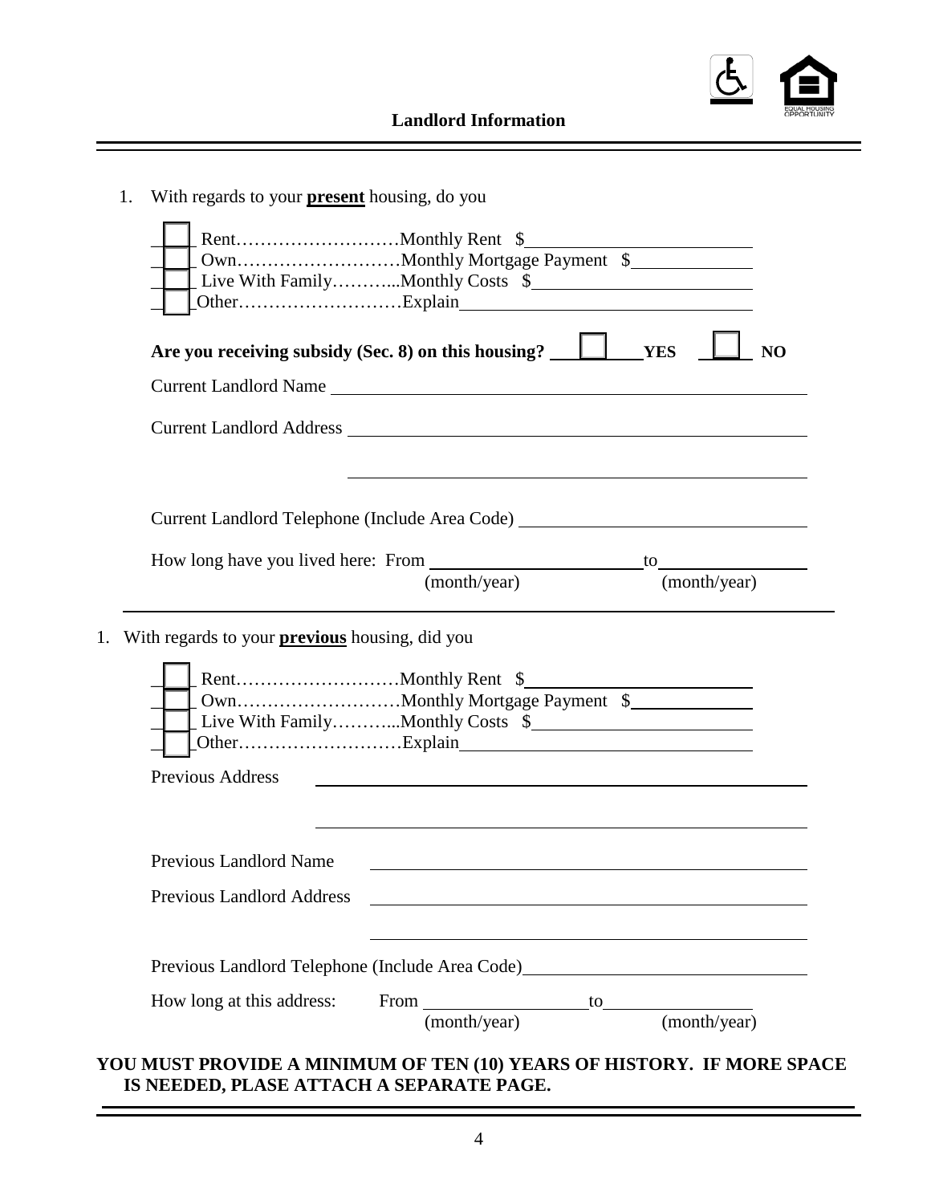## Landlord Information

1. With regards to your **present** housing, do you

   - ☐ Rent……………………Monthly Rent $\_\_\_\_\_\_\_\_\_\_\_\_\_\_\_\_\_\_\_\_
   - ☐ Own……………………Monthly Mortgage Payment $\_\_\_\_\_\_\_\_\_\_\_\_
   - ☐ Live With Family………..Monthly Costs $\_\_\_\_\_\_\_\_\_\_\_\_\_\_\_\_\_\_\_\_
   - ☐ Other……………………Explain\_\_\_\_\_\_\_\_\_\_\_\_\_\_\_\_\_\_\_\_\_\_\_\_\_\_

   **Are you receiving subsidy (Sec. 8) on this housing?** ☐ **YES** ☐ **NO**

   Current Landlord Name \_\_\_\_\_\_\_\_\_\_\_\_\_\_\_\_\_\_\_\_\_\_\_\_\_\_\_\_\_\_\_\_\_\_\_\_\_\_\_\_\_\_\_\_

   Current Landlord Address \_\_\_\_\_\_\_\_\_\_\_\_\_\_\_\_\_\_\_\_\_\_\_\_\_\_\_\_\_\_\_\_\_\_\_\_\_\_\_\_\_\_\_\_

   \_\_\_\_\_\_\_\_\_\_\_\_\_\_\_\_\_\_\_\_\_\_\_\_\_\_\_\_\_\_\_\_\_\_\_\_\_\_\_\_\_\_\_\_

   Current Landlord Telephone (Include Area Code) \_\_\_\_\_\_\_\_\_\_\_\_\_\_\_\_\_\_\_\_\_\_\_\_\_\_

   How long have you lived here: From \_\_\_\_\_\_\_\_\_\_\_\_\_\_\_\_\_\_ to \_\_\_\_\_\_\_\_\_\_\_\_\_\_
   (month/year) (month/year)

1. With regards to your **previous** housing, did you

   - ☐ Rent……………………Monthly Rent $\_\_\_\_\_\_\_\_\_\_\_\_\_\_\_\_\_\_\_\_
   - ☐ Own……………………Monthly Mortgage Payment $\_\_\_\_\_\_\_\_\_\_\_\_
   - ☐ Live With Family………..Monthly Costs $\_\_\_\_\_\_\_\_\_\_\_\_\_\_\_\_\_\_\_\_
   - ☐ Other……………………Explain\_\_\_\_\_\_\_\_\_\_\_\_\_\_\_\_\_\_\_\_\_\_\_\_\_\_

   Previous Address \_\_\_\_\_\_\_\_\_\_\_\_\_\_\_\_\_\_\_\_\_\_\_\_\_\_\_\_\_\_\_\_\_\_\_\_\_\_\_\_\_\_\_\_

   \_\_\_\_\_\_\_\_\_\_\_\_\_\_\_\_\_\_\_\_\_\_\_\_\_\_\_\_\_\_\_\_\_\_\_\_\_\_\_\_\_\_\_\_

   Previous Landlord Name \_\_\_\_\_\_\_\_\_\_\_\_\_\_\_\_\_\_\_\_\_\_\_\_\_\_\_\_\_\_\_\_\_\_\_\_\_\_\_\_\_\_\_\_

   Previous Landlord Address \_\_\_\_\_\_\_\_\_\_\_\_\_\_\_\_\_\_\_\_\_\_\_\_\_\_\_\_\_\_\_\_\_\_\_\_\_\_\_\_\_\_\_\_

   \_\_\_\_\_\_\_\_\_\_\_\_\_\_\_\_\_\_\_\_\_\_\_\_\_\_\_\_\_\_\_\_\_\_\_\_\_\_\_\_\_\_\_\_

   Previous Landlord Telephone (Include Area Code)\_\_\_\_\_\_\_\_\_\_\_\_\_\_\_\_\_\_\_\_\_\_\_\_\_\_

   How long at this address: From \_\_\_\_\_\_\_\_\_\_\_\_\_\_\_\_\_\_ to \_\_\_\_\_\_\_\_\_\_\_\_\_\_
   (month/year) (month/year)

**YOU MUST PROVIDE A MINIMUM OF TEN (10) YEARS OF HISTORY. IF MORE SPACE IS NEEDED, PLASE ATTACH A SEPARATE PAGE.**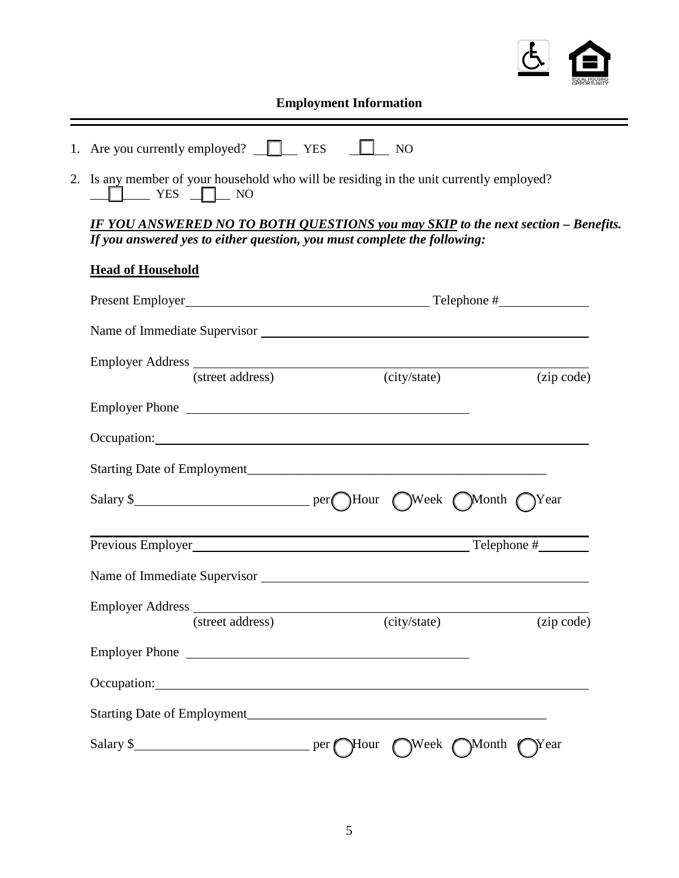## Employment Information

1. Are you currently employed? ☐ YES ☐ NO

2. Is any member of your household who will be residing in the unit currently employed?
   ☐ YES ☐ NO

***IF YOU ANSWERED NO TO BOTH QUESTIONS you may SKIP** to the next section – Benefits.*
***If you answered yes to either question, you must complete the following:***

**Head of Household**

Present Employer________________________________ Telephone #____________

Name of Immediate Supervisor ________________________________________________

Employer Address ________________________________________________________
(street address) (city/state) (zip code)

Employer Phone ____________________________________

Occupation: _____________________________________________________________

Starting Date of Employment______________________________________________

Salary $______________________ per ◯ Hour ◯ Week ◯ Month ◯ Year

---

Previous Employer________________________________ Telephone #________

Name of Immediate Supervisor ________________________________________________

Employer Address ________________________________________________________
(street address) (city/state) (zip code)

Employer Phone ____________________________________

Occupation: _____________________________________________________________

Starting Date of Employment______________________________________________

Salary $______________________ per ◯ Hour ◯ Week ◯ Month ◯ Year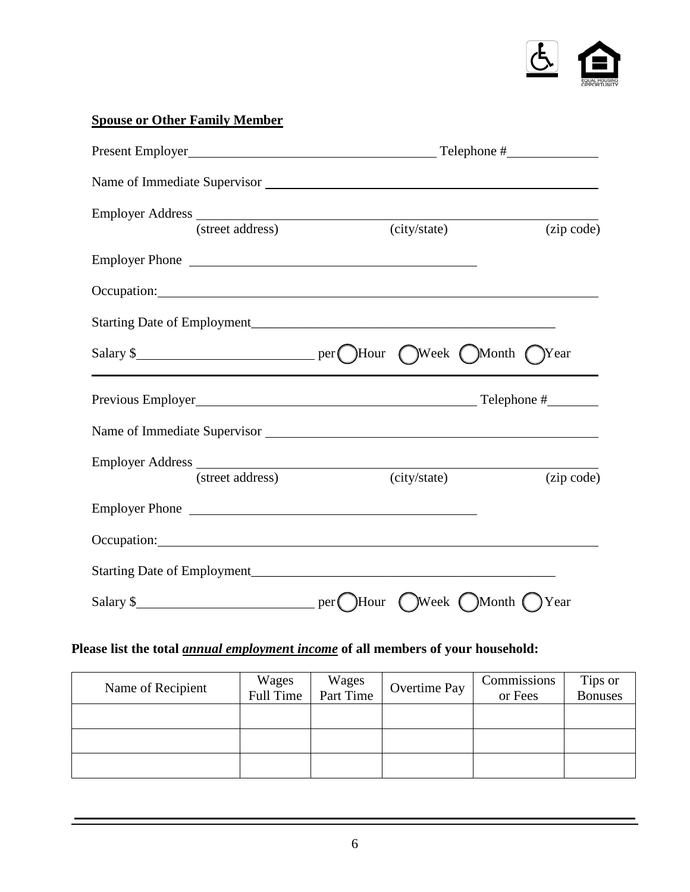**Spouse or Other Family Member**

Present Employer\_\_\_\_\_\_\_\_\_\_\_\_\_\_\_\_\_\_\_\_\_\_\_\_\_\_\_\_\_\_\_\_\_\_\_\_ Telephone #\_\_\_\_\_\_\_\_\_\_\_\_\_

Name of Immediate Supervisor \_\_\_\_\_\_\_\_\_\_\_\_\_\_\_\_\_\_\_\_\_\_\_\_\_\_\_\_\_\_\_\_\_\_\_\_\_\_\_\_\_\_\_\_\_\_\_\_

Employer Address \_\_\_\_\_\_\_\_\_\_\_\_\_\_\_\_\_\_\_\_\_\_\_\_\_\_\_\_\_\_\_\_\_\_\_\_\_\_\_\_\_\_\_\_\_\_\_\_\_\_\_\_\_\_\_\_\_\_\_\_
(street address) (city/state) (zip code)

Employer Phone \_\_\_\_\_\_\_\_\_\_\_\_\_\_\_\_\_\_\_\_\_\_\_\_\_\_\_\_\_\_\_\_\_\_\_\_\_\_\_\_\_\_\_\_

Occupation:\_\_\_\_\_\_\_\_\_\_\_\_\_\_\_\_\_\_\_\_\_\_\_\_\_\_\_\_\_\_\_\_\_\_\_\_\_\_\_\_\_\_\_\_\_\_\_\_\_\_\_\_\_\_\_\_\_\_\_\_\_\_\_\_

Starting Date of Employment\_\_\_\_\_\_\_\_\_\_\_\_\_\_\_\_\_\_\_\_\_\_\_\_\_\_\_\_\_\_\_\_\_\_\_\_\_\_\_\_\_\_\_\_\_\_

Salary $\_\_\_\_\_\_\_\_\_\_\_\_\_\_\_\_\_\_\_\_\_\_\_\_\_\_ per ◯ Hour ◯ Week ◯ Month ◯ Year

---

Previous Employer\_\_\_\_\_\_\_\_\_\_\_\_\_\_\_\_\_\_\_\_\_\_\_\_\_\_\_\_\_\_\_\_\_\_\_\_\_\_\_\_\_\_ Telephone #\_\_\_\_\_\_\_\_

Name of Immediate Supervisor \_\_\_\_\_\_\_\_\_\_\_\_\_\_\_\_\_\_\_\_\_\_\_\_\_\_\_\_\_\_\_\_\_\_\_\_\_\_\_\_\_\_\_\_\_\_\_\_

Employer Address \_\_\_\_\_\_\_\_\_\_\_\_\_\_\_\_\_\_\_\_\_\_\_\_\_\_\_\_\_\_\_\_\_\_\_\_\_\_\_\_\_\_\_\_\_\_\_\_\_\_\_\_\_\_\_\_\_\_\_\_
(street address) (city/state) (zip code)

Employer Phone \_\_\_\_\_\_\_\_\_\_\_\_\_\_\_\_\_\_\_\_\_\_\_\_\_\_\_\_\_\_\_\_\_\_\_\_\_\_\_\_\_\_\_\_

Occupation:\_\_\_\_\_\_\_\_\_\_\_\_\_\_\_\_\_\_\_\_\_\_\_\_\_\_\_\_\_\_\_\_\_\_\_\_\_\_\_\_\_\_\_\_\_\_\_\_\_\_\_\_\_\_\_\_\_\_\_\_\_\_\_\_

Starting Date of Employment\_\_\_\_\_\_\_\_\_\_\_\_\_\_\_\_\_\_\_\_\_\_\_\_\_\_\_\_\_\_\_\_\_\_\_\_\_\_\_\_\_\_\_\_\_\_

Salary $\_\_\_\_\_\_\_\_\_\_\_\_\_\_\_\_\_\_\_\_\_\_\_\_\_\_ per ◯ Hour ◯ Week ◯ Month ◯ Year

**Please list the total _annual employment income_ of all members of your household:**

| Name of Recipient | Wages Full Time | Wages Part Time | Overtime Pay | Commissions or Fees | Tips or Bonuses |
|---|---|---|---|---|---|
| | | | | | |
| | | | | | |
| | | | | | |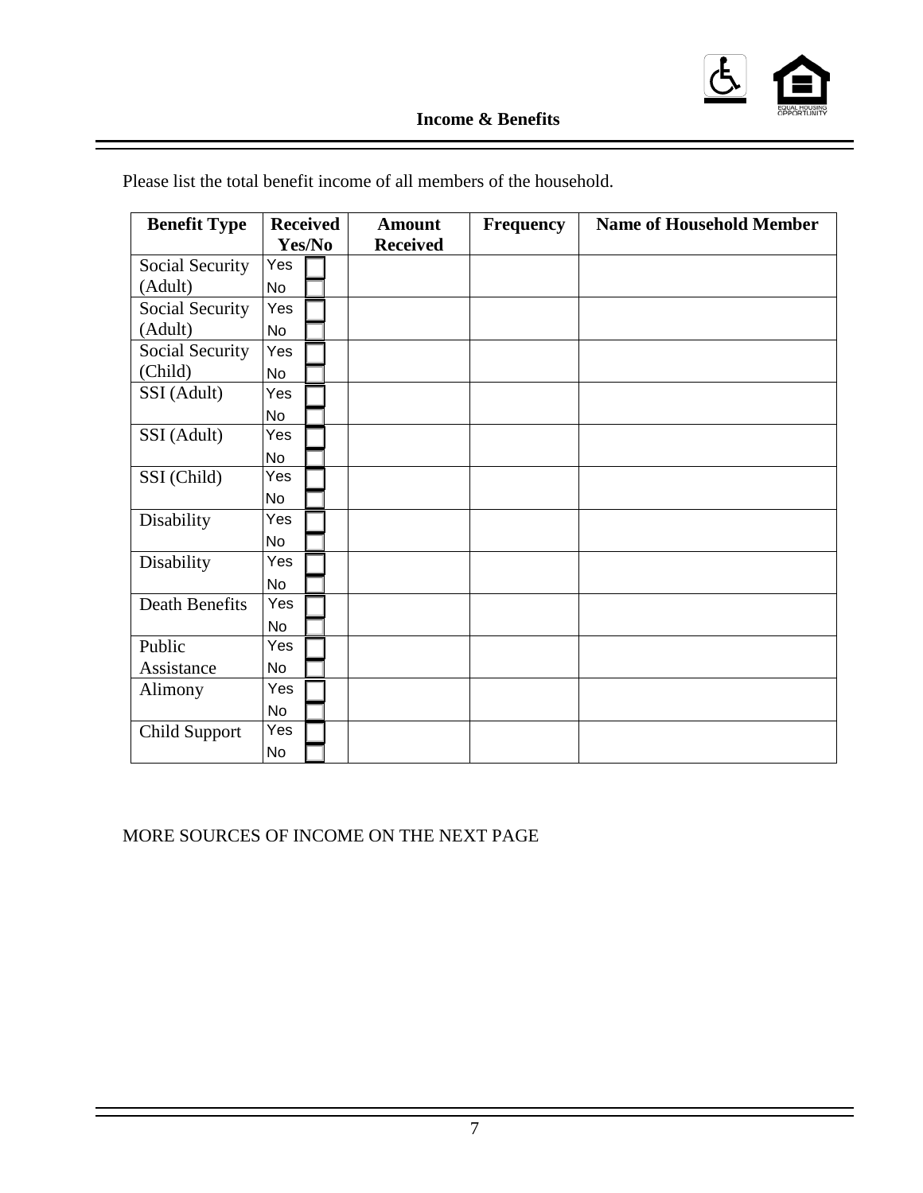## Income & Benefits

Please list the total benefit income of all members of the household.

| Benefit Type | Received Yes/No | Amount Received | Frequency | Name of Household Member |
|---|---|---|---|---|
| Social Security (Adult) | Yes ☐ No ☐ | | | |
| Social Security (Adult) | Yes ☐ No ☐ | | | |
| Social Security (Child) | Yes ☐ No ☐ | | | |
| SSI (Adult) | Yes ☐ No ☐ | | | |
| SSI (Adult) | Yes ☐ No ☐ | | | |
| SSI (Child) | Yes ☐ No ☐ | | | |
| Disability | Yes ☐ No ☐ | | | |
| Disability | Yes ☐ No ☐ | | | |
| Death Benefits | Yes ☐ No ☐ | | | |
| Public Assistance | Yes ☐ No ☐ | | | |
| Alimony | Yes ☐ No ☐ | | | |
| Child Support | Yes ☐ No ☐ | | | |

MORE SOURCES OF INCOME ON THE NEXT PAGE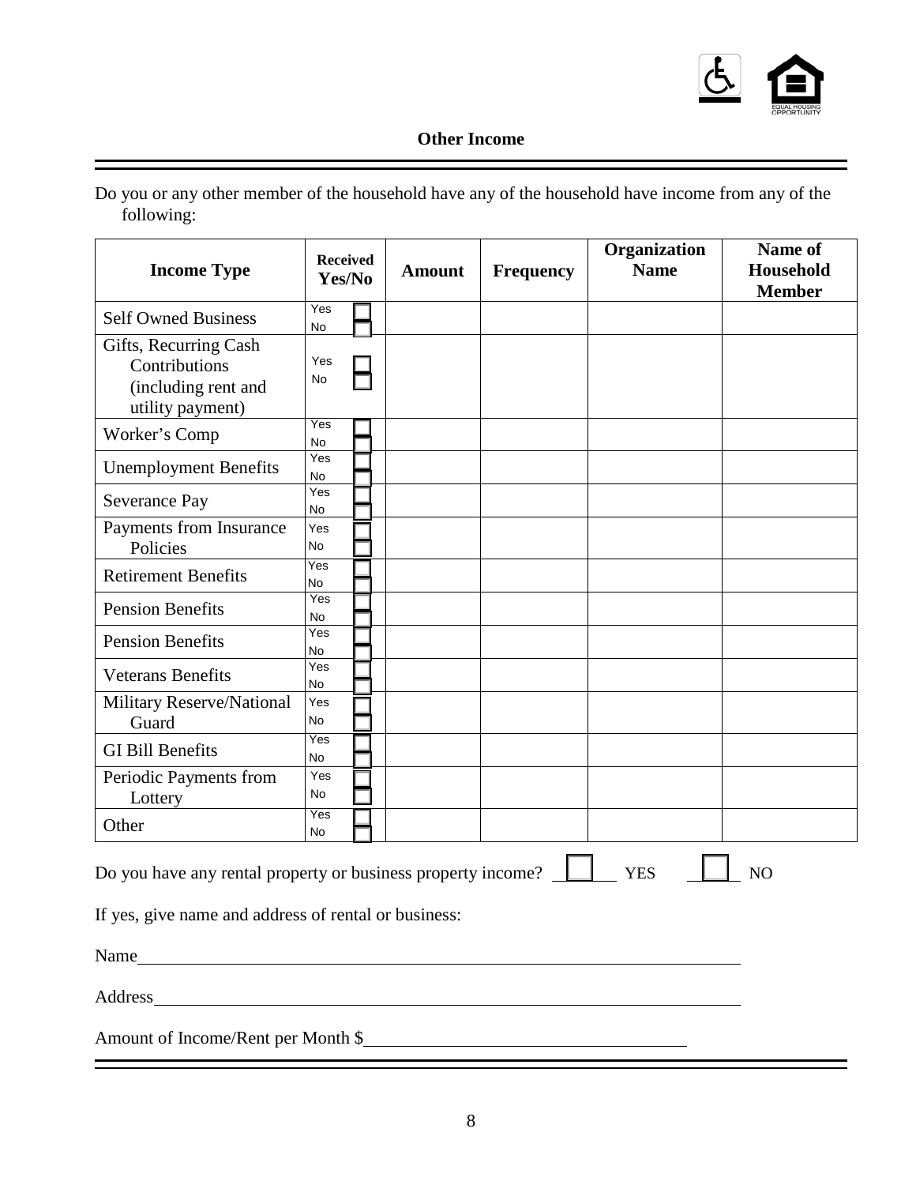## Other Income

Do you or any other member of the household have any of the household have income from any of the following:

| Income Type | Received Yes/No | Amount | Frequency | Organization Name | Name of Household Member |
|---|---|---|---|---|---|
| Self Owned Business | Yes ☐ No ☐ | | | | |
| Gifts, Recurring Cash Contributions (including rent and utility payment) | Yes ☐ No ☐ | | | | |
| Worker's Comp | Yes ☐ No ☐ | | | | |
| Unemployment Benefits | Yes ☐ No ☐ | | | | |
| Severance Pay | Yes ☐ No ☐ | | | | |
| Payments from Insurance Policies | Yes ☐ No ☐ | | | | |
| Retirement Benefits | Yes ☐ No ☐ | | | | |
| Pension Benefits | Yes ☐ No ☐ | | | | |
| Pension Benefits | Yes ☐ No ☐ | | | | |
| Veterans Benefits | Yes ☐ No ☐ | | | | |
| Military Reserve/National Guard | Yes ☐ No ☐ | | | | |
| GI Bill Benefits | Yes ☐ No ☐ | | | | |
| Periodic Payments from Lottery | Yes ☐ No ☐ | | | | |
| Other | Yes ☐ No ☐ | | | | |

Do you have any rental property or business property income? ☐ YES ☐ NO

If yes, give name and address of rental or business:

Name\_\_\_\_\_\_\_\_\_\_\_\_\_\_\_\_\_\_\_\_\_\_\_\_\_\_\_\_\_\_\_\_\_\_\_\_\_\_\_\_

Address\_\_\_\_\_\_\_\_\_\_\_\_\_\_\_\_\_\_\_\_\_\_\_\_\_\_\_\_\_\_\_\_\_\_\_\_\_\_\_\_

Amount of Income/Rent per Month $\_\_\_\_\_\_\_\_\_\_\_\_\_\_\_\_\_\_\_\_\_\_\_\_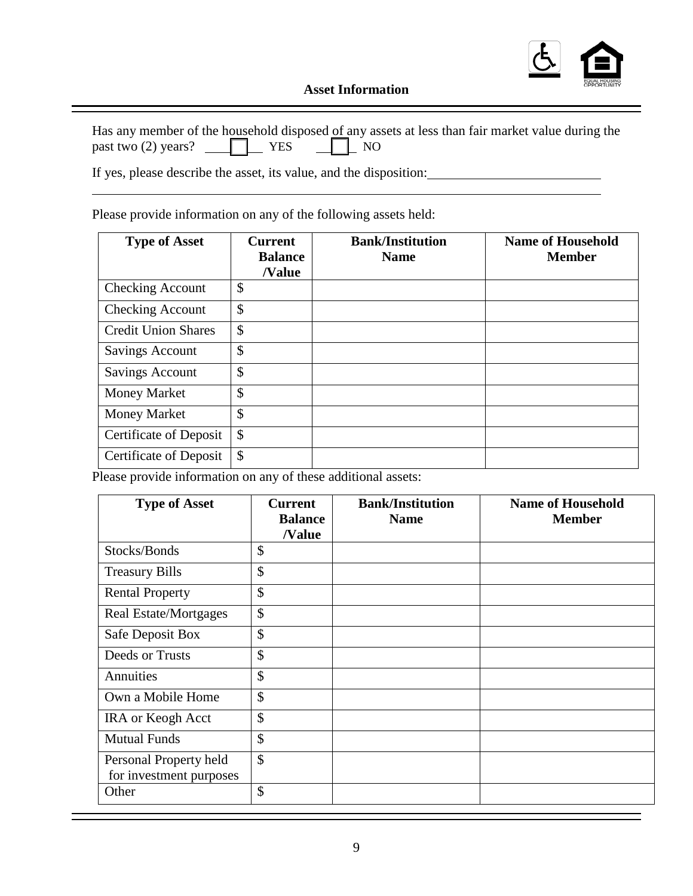## Asset Information

Has any member of the household disposed of any assets at less than fair market value during the past two (2) years? ☐ YES ☐ NO

If yes, please describe the asset, its value, and the disposition: ______________________________

______________________________________________________________________________

Please provide information on any of the following assets held:

| Type of Asset | Current Balance /Value | Bank/Institution Name | Name of Household Member |
|---|---|---|---|
| Checking Account | $ | | |
| Checking Account | $ | | |
| Credit Union Shares | $ | | |
| Savings Account | $ | | |
| Savings Account | $ | | |
| Money Market | $ | | |
| Money Market | $ | | |
| Certificate of Deposit | $ | | |
| Certificate of Deposit | $ | | |

Please provide information on any of these additional assets:

| Type of Asset | Current Balance /Value | Bank/Institution Name | Name of Household Member |
|---|---|---|---|
| Stocks/Bonds | $ | | |
| Treasury Bills | $ | | |
| Rental Property | $ | | |
| Real Estate/Mortgages | $ | | |
| Safe Deposit Box | $ | | |
| Deeds or Trusts | $ | | |
| Annuities | $ | | |
| Own a Mobile Home | $ | | |
| IRA or Keogh Acct | $ | | |
| Mutual Funds | $ | | |
| Personal Property held for investment purposes | $ | | |
| Other | $ | | |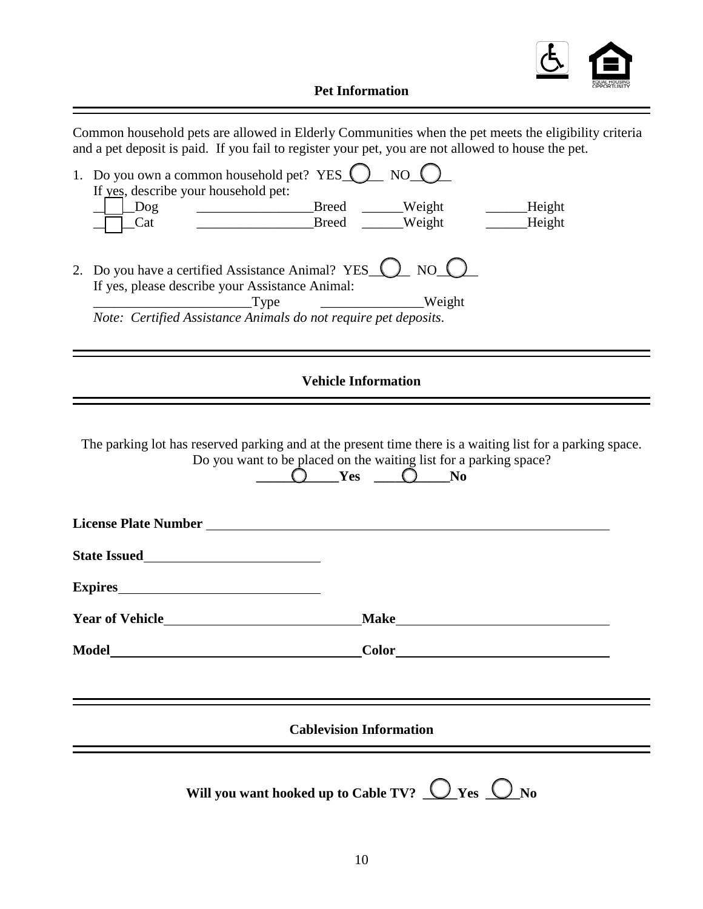## Pet Information

Common household pets are allowed in Elderly Communities when the pet meets the eligibility criteria and a pet deposit is paid. If you fail to register your pet, you are not allowed to house the pet.

1. Do you own a common household pet? YES___ NO___
   If yes, describe your household pet:
   ___Dog ________________Breed ______Weight ______Height
   ___Cat ________________Breed ______Weight ______Height

2. Do you have a certified Assistance Animal? YES___ NO___
   If yes, please describe your Assistance Animal:
   ______________________Type _______________Weight
   *Note: Certified Assistance Animals do not require pet deposits.*

## Vehicle Information

The parking lot has reserved parking and at the present time there is a waiting list for a parking space. Do you want to be placed on the waiting list for a parking space?

**__________Yes __________No**

**License Plate Number** ____________________

**State Issued** ____________________

**Expires** ____________________

**Year of Vehicle** ____________________ **Make** ____________________

**Model** ____________________ **Color** ____________________

## Cablevision Information

**Will you want hooked up to Cable TV? ____Yes ____No**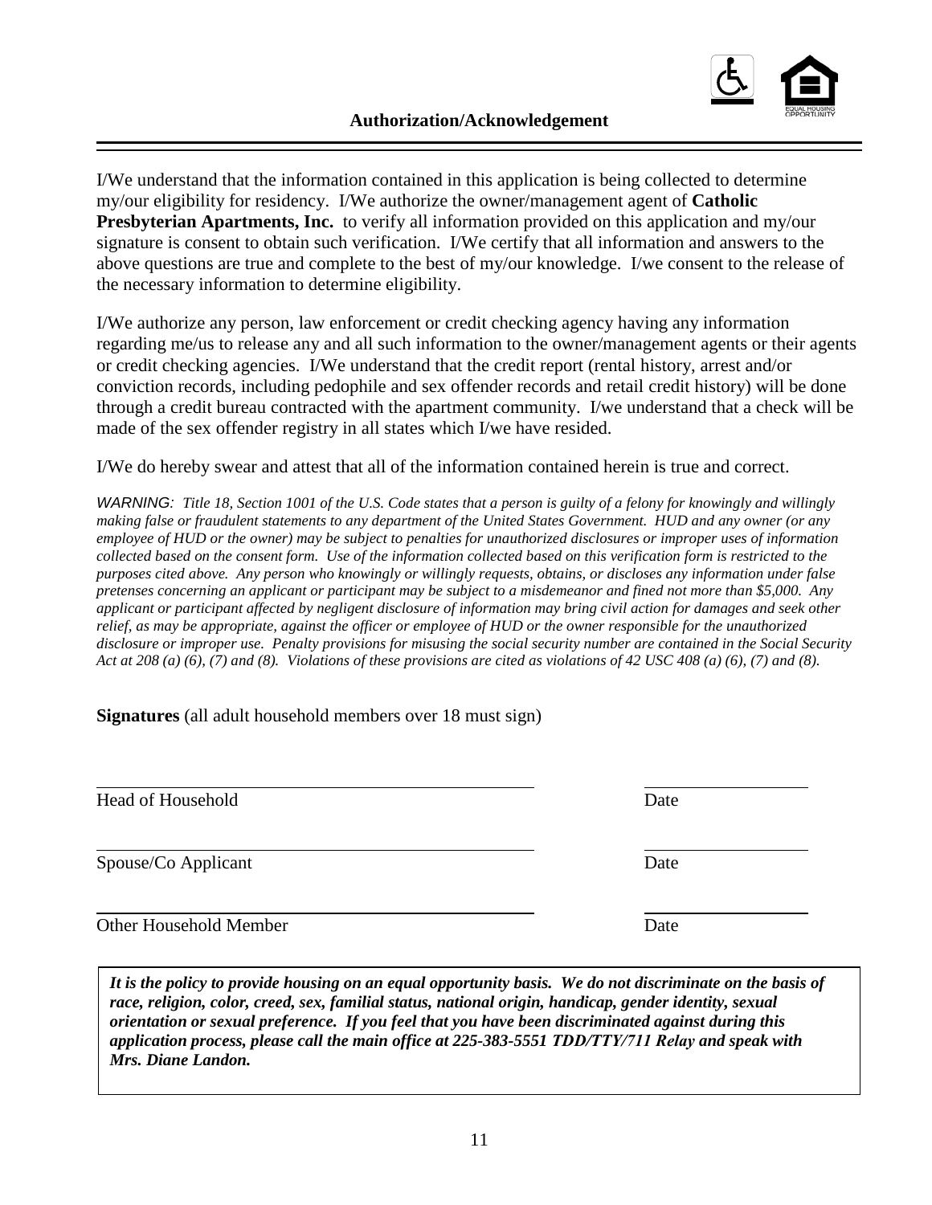## Authorization/Acknowledgement

I/We understand that the information contained in this application is being collected to determine my/our eligibility for residency. I/We authorize the owner/management agent of **Catholic Presbyterian Apartments, Inc.** to verify all information provided on this application and my/our signature is consent to obtain such verification. I/We certify that all information and answers to the above questions are true and complete to the best of my/our knowledge. I/we consent to the release of the necessary information to determine eligibility.

I/We authorize any person, law enforcement or credit checking agency having any information regarding me/us to release any and all such information to the owner/management agents or their agents or credit checking agencies. I/We understand that the credit report (rental history, arrest and/or conviction records, including pedophile and sex offender records and retail credit history) will be done through a credit bureau contracted with the apartment community. I/we understand that a check will be made of the sex offender registry in all states which I/we have resided.

I/We do hereby swear and attest that all of the information contained herein is true and correct.

*WARNING: Title 18, Section 1001 of the U.S. Code states that a person is guilty of a felony for knowingly and willingly making false or fraudulent statements to any department of the United States Government. HUD and any owner (or any employee of HUD or the owner) may be subject to penalties for unauthorized disclosures or improper uses of information collected based on the consent form. Use of the information collected based on this verification form is restricted to the purposes cited above. Any person who knowingly or willingly requests, obtains, or discloses any information under false pretenses concerning an applicant or participant may be subject to a misdemeanor and fined not more than $5,000. Any applicant or participant affected by negligent disclosure of information may bring civil action for damages and seek other relief, as may be appropriate, against the officer or employee of HUD or the owner responsible for the unauthorized disclosure or improper use. Penalty provisions for misusing the social security number are contained in the Social Security Act at 208 (a) (6), (7) and (8). Violations of these provisions are cited as violations of 42 USC 408 (a) (6), (7) and (8).*

**Signatures** (all adult household members over 18 must sign)

______________________________________ ______________
Head of Household Date

______________________________________ ______________
Spouse/Co Applicant Date

______________________________________ ______________
Other Household Member Date

***It is the policy to provide housing on an equal opportunity basis. We do not discriminate on the basis of race, religion, color, creed, sex, familial status, national origin, handicap, gender identity, sexual orientation or sexual preference. If you feel that you have been discriminated against during this application process, please call the main office at 225-383-5551 TDD/TTY/711 Relay and speak with Mrs. Diane Landon.***